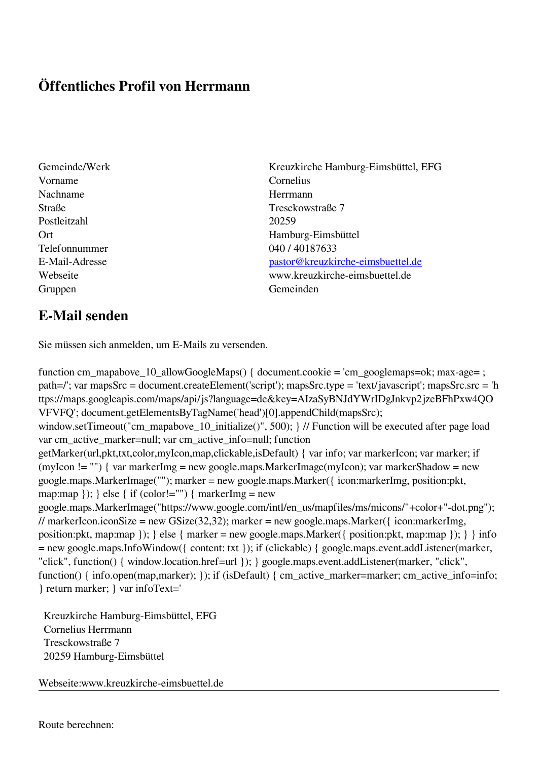# Öffentliches Profil von Herrmann

| | |
|---|---|
| Gemeinde/Werk | Kreuzkirche Hamburg-Eimsbüttel, EFG |
| Vorname | Cornelius |
| Nachname | Herrmann |
| Straße | Tresckowstraße 7 |
| Postleitzahl | 20259 |
| Ort | Hamburg-Eimsbüttel |
| Telefonnummer | 040 / 40187633 |
| E-Mail-Adresse | pastor@kreuzkirche-eimsbuettel.de |
| Webseite | www.kreuzkirche-eimsbuettel.de |
| Gruppen | Gemeinden |

## E-Mail senden

Sie müssen sich anmelden, um E-Mails zu versenden.

function cm_mapabove_10_allowGoogleMaps() { document.cookie = 'cm_googlemaps=ok; max-age= ; path=/'; var mapsSrc = document.createElement('script'); mapsSrc.type = 'text/javascript'; mapsSrc.src = 'https://maps.googleapis.com/maps/api/js?language=de&key=AIzaSyBNJdYWrIDgJnkvp2jzeBFhPxw4QOVFVFQ'; document.getElementsByTagName('head')[0].appendChild(mapsSrc); window.setTimeout("cm_mapabove_10_initialize()", 500); } // Function will be executed after page load var cm_active_marker=null; var cm_active_info=null; function getMarker(url,pkt,txt,color,myIcon,map,clickable,isDefault) { var info; var markerIcon; var marker; if (myIcon != "") { var markerImg = new google.maps.MarkerImage(myIcon); var markerShadow = new google.maps.MarkerImage(""); marker = new google.maps.Marker({ icon:markerImg, position:pkt, map:map }); } else { if (color!="") { markerImg = new google.maps.MarkerImage("https://www.google.com/intl/en_us/mapfiles/ms/micons/"+color+"-dot.png"); // markerIcon.iconSize = new GSize(32,32); marker = new google.maps.Marker({ icon:markerImg, position:pkt, map:map }); } else { marker = new google.maps.Marker({ position:pkt, map:map }); } } info = new google.maps.InfoWindow({ content: txt }); if (clickable) { google.maps.event.addListener(marker, "click", function() { window.location.href=url }); } google.maps.event.addListener(marker, "click", function() { info.open(map,marker); }); if (isDefault) { cm_active_marker=marker; cm_active_info=info; } return marker; } var infoText='

Kreuzkirche Hamburg-Eimsbüttel, EFG
Cornelius Herrmann
Tresckowstraße 7
20259 Hamburg-Eimsbüttel

Webseite:www.kreuzkirche-eimsbuettel.de

---

Route berechnen: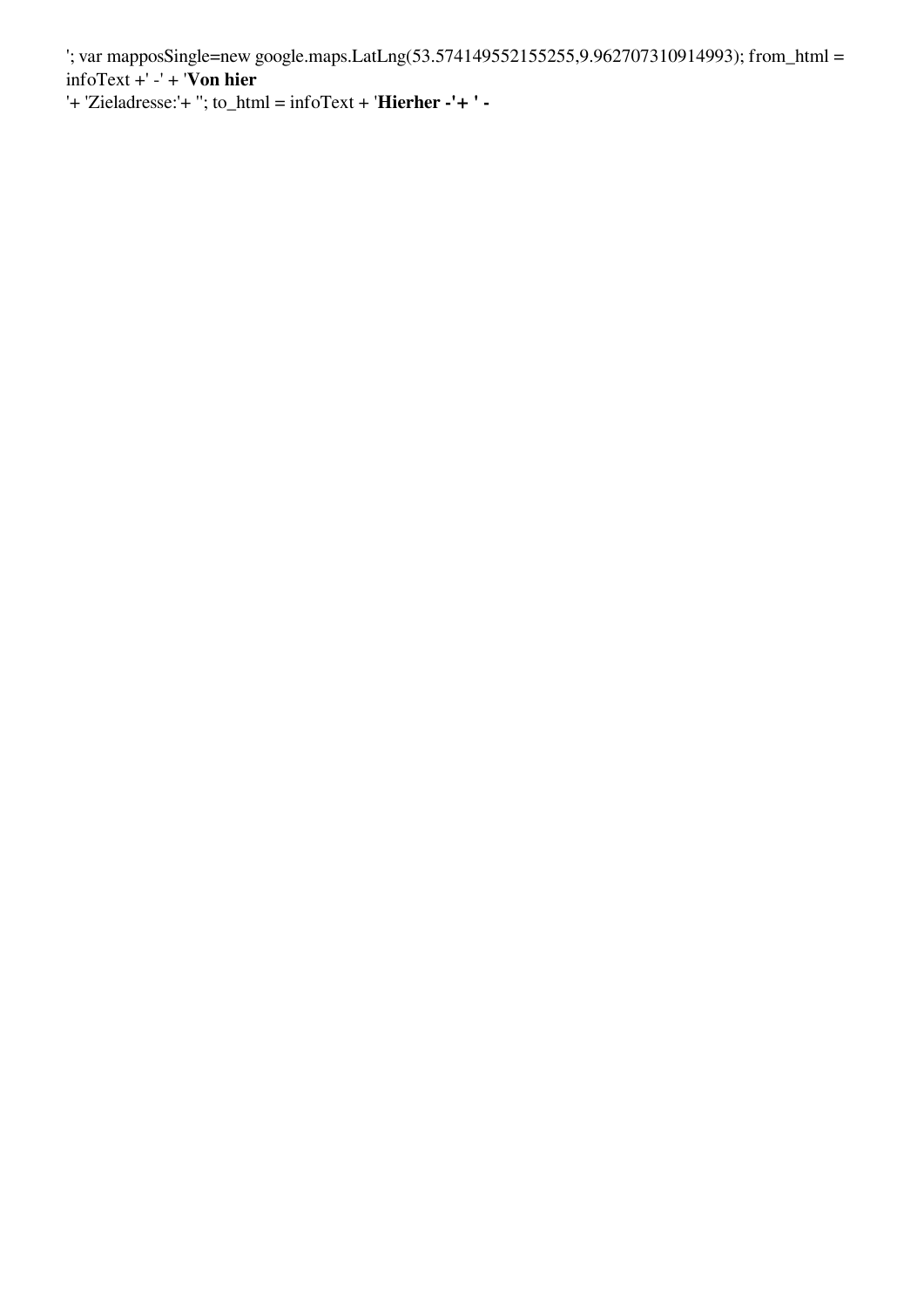'; var mapposSingle=new google.maps.LatLng(53.574149552155255,9.962707310914993); from_html = infoText +' -' + '**Von hier**
'+ 'Zieladresse:'+ ''; to_html = infoText + '**Hierher -'+ ' -**